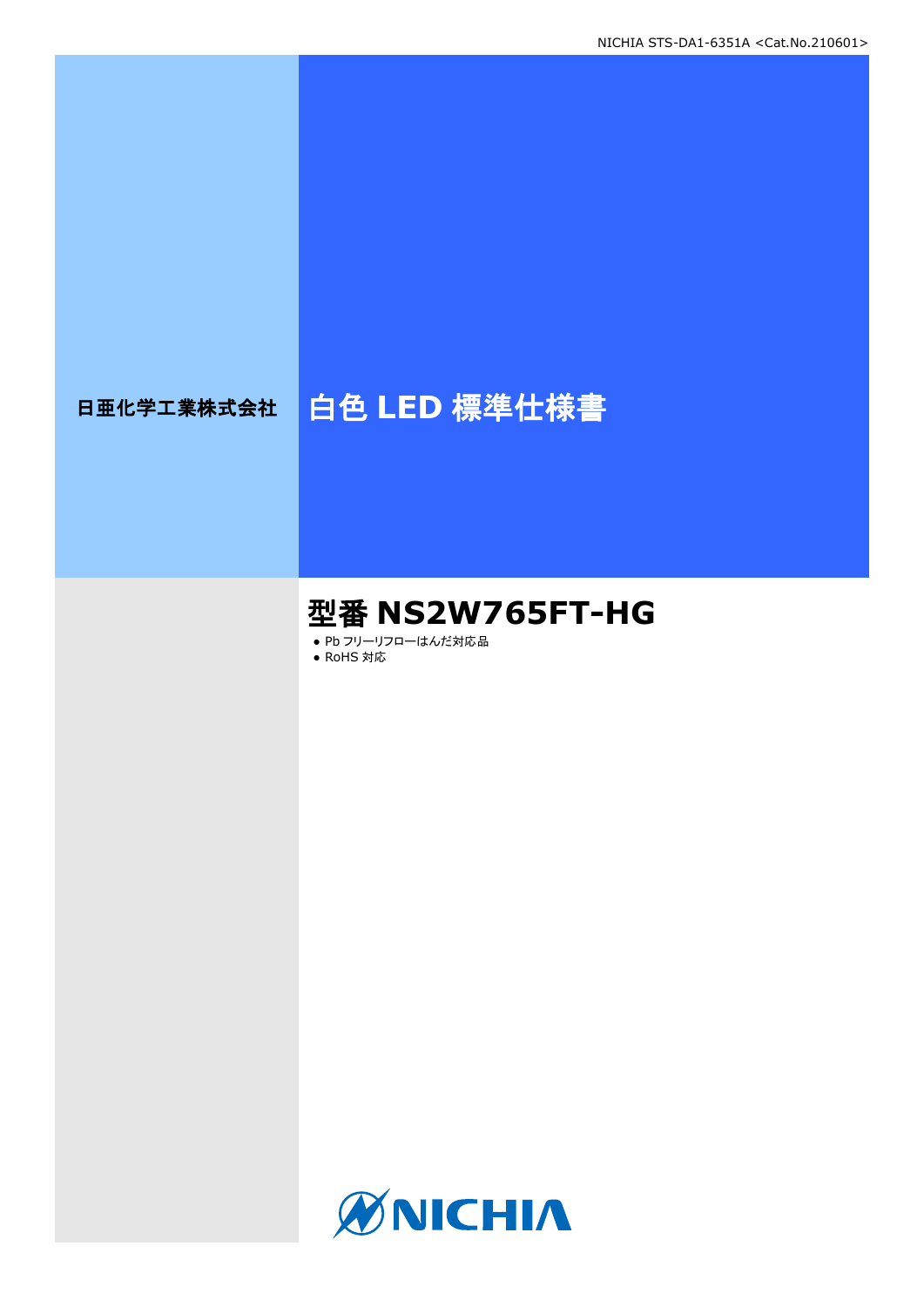日亜化学工業株式会社

# 白色 LED 標準仕様書

## 型番 NS2W765FT-HG

- Pb フリーリフローはんだ対応品
- RoHS 対応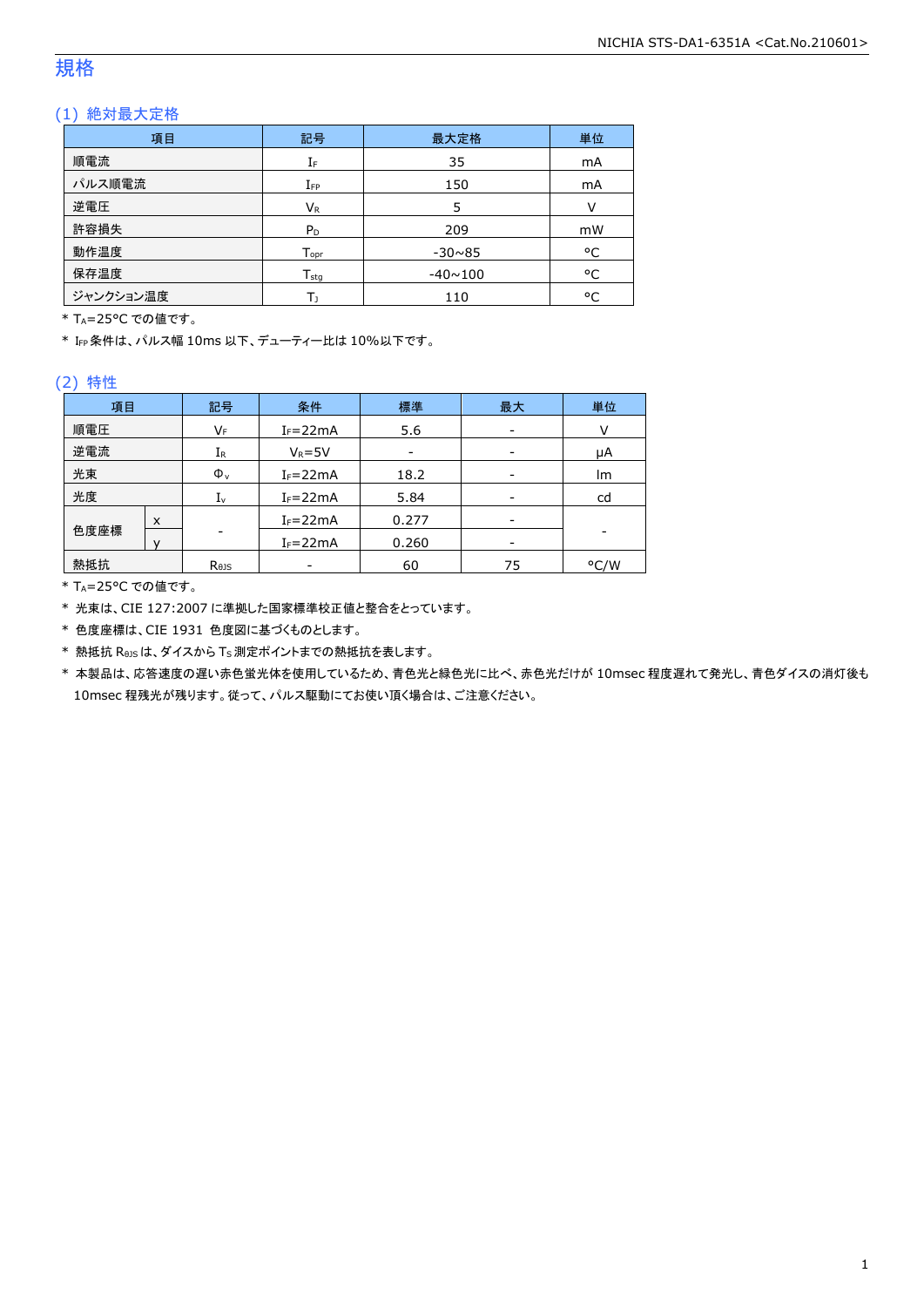# 規格

## (1) 絶対最大定格

| 項目 | 記号 | 最大定格 | 単位 |
|---|---|---|---|
| 順電流 | $I_F$ | 35 | mA |
| パルス順電流 | $I_{FP}$ | 150 | mA |
| 逆電圧 | $V_R$ | 5 | V |
| 許容損失 | $P_D$ | 209 | mW |
| 動作温度 | $T_{opr}$ | -30~85 | °C |
| 保存温度 | $T_{stg}$ | -40~100 | °C |
| ジャンクション温度 | $T_J$ | 110 | °C |

* $T_A$=25°C での値です。
* $I_{FP}$ 条件は、パルス幅 10ms 以下、デューティー比は 10%以下です。

## (2) 特性

| 項目 | | 記号 | 条件 | 標準 | 最大 | 単位 |
|---|---|---|---|---|---|---|
| 順電圧 | | $V_F$ | $I_F$=22mA | 5.6 | - | V |
| 逆電流 | | $I_R$ | $V_R$=5V | - | - | μA |
| 光束 | | $\Phi_v$ | $I_F$=22mA | 18.2 | - | lm |
| 光度 | | $I_v$ | $I_F$=22mA | 5.84 | - | cd |
| 色度座標 | x | - | $I_F$=22mA | 0.277 | - | - |
| | y | | $I_F$=22mA | 0.260 | - | |
| 熱抵抗 | | $R_{\theta JS}$ | - | 60 | 75 | °C/W |

* $T_A$=25°C での値です。
* 光束は、CIE 127:2007 に準拠した国家標準校正値と整合をとっています。
* 色度座標は、CIE 1931 色度図に基づくものとします。
* 熱抵抗 $R_{\theta JS}$ は、ダイスから $T_S$ 測定ポイントまでの熱抵抗を表します。
* 本製品は、応答速度の遅い赤色蛍光体を使用しているため、青色光と緑色光に比べ、赤色光だけが 10msec 程度遅れて発光し、青色ダイスの消灯後も 10msec 程残光が残ります。従って、パルス駆動にてお使い頂く場合は、ご注意ください。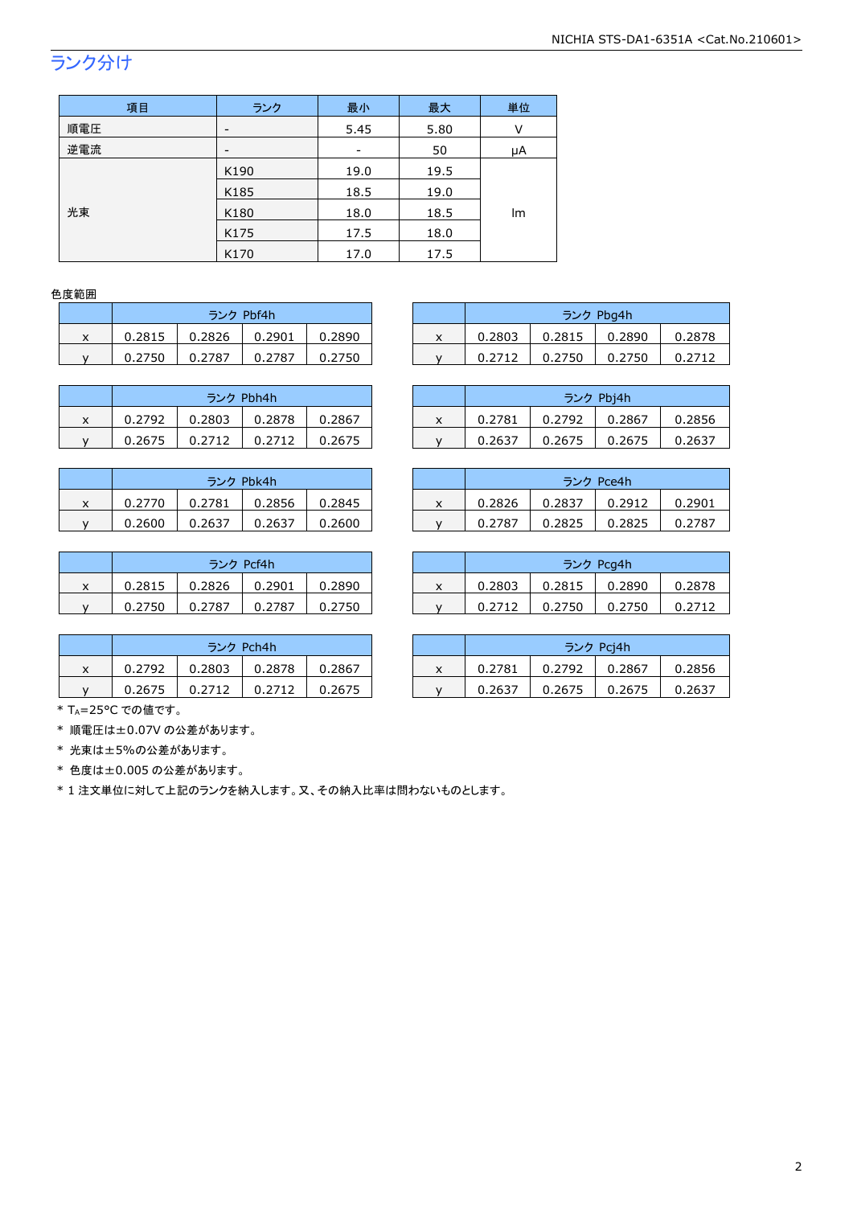## ランク分け

| 項目 | ランク | 最小 | 最大 | 単位 |
|---|---|---|---|---|
| 順電圧 | - | 5.45 | 5.80 | V |
| 逆電流 | - | - | 50 | μA |
| 光束 | K190 | 19.0 | 19.5 | lm |
| | K185 | 18.5 | 19.0 | |
| | K180 | 18.0 | 18.5 | |
| | K175 | 17.5 | 18.0 | |
| | K170 | 17.0 | 17.5 | |

色度範囲

| | ランク Pbf4h | | | |
|---|---|---|---|---|
| x | 0.2815 | 0.2826 | 0.2901 | 0.2890 |
| y | 0.2750 | 0.2787 | 0.2787 | 0.2750 |

| | ランク Pbg4h | | | |
|---|---|---|---|---|
| x | 0.2803 | 0.2815 | 0.2890 | 0.2878 |
| y | 0.2712 | 0.2750 | 0.2750 | 0.2712 |

| | ランク Pbh4h | | | |
|---|---|---|---|---|
| x | 0.2792 | 0.2803 | 0.2878 | 0.2867 |
| y | 0.2675 | 0.2712 | 0.2712 | 0.2675 |

| | ランク Pbj4h | | | |
|---|---|---|---|---|
| x | 0.2781 | 0.2792 | 0.2867 | 0.2856 |
| y | 0.2637 | 0.2675 | 0.2675 | 0.2637 |

| | ランク Pbk4h | | | |
|---|---|---|---|---|
| x | 0.2770 | 0.2781 | 0.2856 | 0.2845 |
| y | 0.2600 | 0.2637 | 0.2637 | 0.2600 |

| | ランク Pce4h | | | |
|---|---|---|---|---|
| x | 0.2826 | 0.2837 | 0.2912 | 0.2901 |
| y | 0.2787 | 0.2825 | 0.2825 | 0.2787 |

| | ランク Pcf4h | | | |
|---|---|---|---|---|
| x | 0.2815 | 0.2826 | 0.2901 | 0.2890 |
| y | 0.2750 | 0.2787 | 0.2787 | 0.2750 |

| | ランク Pcg4h | | | |
|---|---|---|---|---|
| x | 0.2803 | 0.2815 | 0.2890 | 0.2878 |
| y | 0.2712 | 0.2750 | 0.2750 | 0.2712 |

| | ランク Pch4h | | | |
|---|---|---|---|---|
| x | 0.2792 | 0.2803 | 0.2878 | 0.2867 |
| y | 0.2675 | 0.2712 | 0.2712 | 0.2675 |

| | ランク Pcj4h | | | |
|---|---|---|---|---|
| x | 0.2781 | 0.2792 | 0.2867 | 0.2856 |
| y | 0.2637 | 0.2675 | 0.2675 | 0.2637 |

\* $T_A$=25°C での値です。

\* 順電圧は±0.07V の公差があります。

\* 光束は±5%の公差があります。

\* 色度は±0.005 の公差があります。

\* 1 注文単位に対して上記のランクを納入します。又、その納入比率は問わないものとします。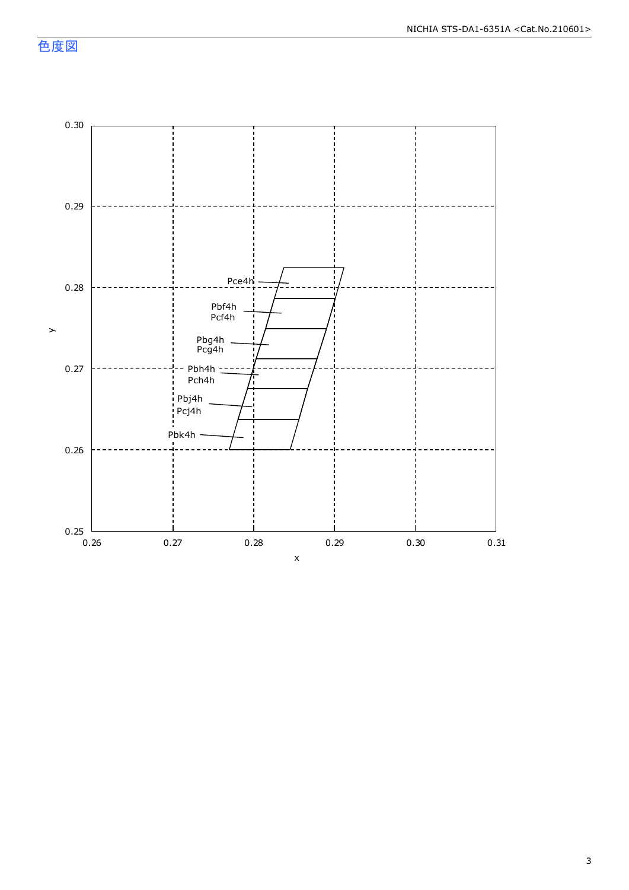## 色度図

0.30

0.29

0.28

0.27

0.26

0.25

y

0.26 0.27 0.28 0.29 0.30 0.31

x

Pce4h

Pbf4h
Pcf4h

Pbg4h
Pcg4h

Pbh4h
Pch4h

Pbj4h
Pcj4h

Pbk4h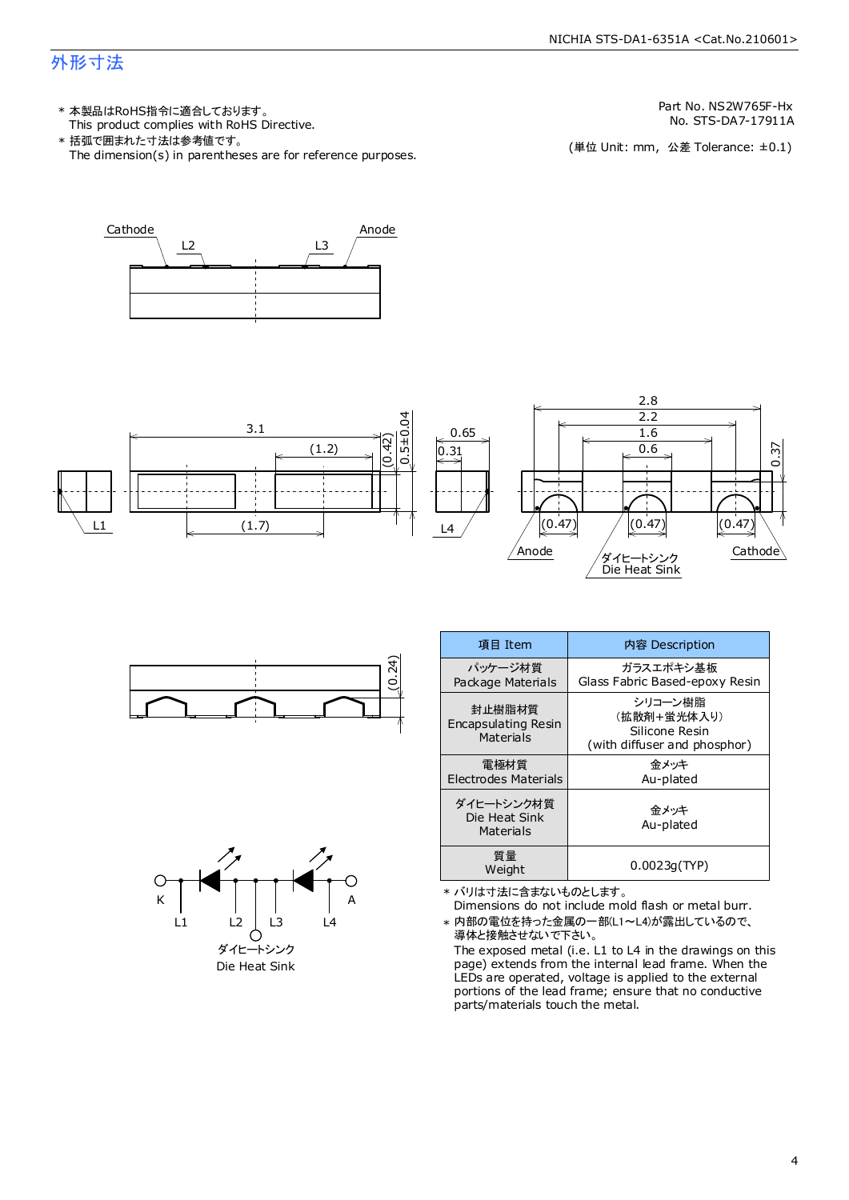## 外形寸法

* 本製品はRoHS指令に適合しております。
  This product complies with RoHS Directive.
* 括弧で囲まれた寸法は参考値です。
  The dimension(s) in parentheses are for reference purposes.

Part No. NS2W765F-Hx
No. STS-DA7-17911A

(単位 Unit: mm, 公差 Tolerance: ±0.1)

Cathode L2 L3 Anode

3.1 (1.2) (0.42) 0.5±0.04 0.65 0.31 2.8 2.2 1.6 0.6 0.37

L1 (1.7) L4 (0.47) (0.47) (0.47) Anode ダイヒートシンク Die Heat Sink Cathode

(0.24)

K L1 L2 L3 L4 A
ダイヒートシンク
Die Heat Sink

| 項目 Item | 内容 Description |
| --- | --- |
| パッケージ材質<br>Package Materials | ガラスエポキシ基板<br>Glass Fabric Based-epoxy Resin |
| 封止樹脂材質<br>Encapsulating Resin Materials | シリコーン樹脂<br>(拡散剤+蛍光体入り)<br>Silicone Resin<br>(with diffuser and phosphor) |
| 電極材質<br>Electrodes Materials | 金メッキ<br>Au-plated |
| ダイヒートシンク材質<br>Die Heat Sink Materials | 金メッキ<br>Au-plated |
| 質量<br>Weight | 0.0023g(TYP) |

* バリは寸法に含まないものとします。
  Dimensions do not include mold flash or metal burr.
* 内部の電位を持った金属の一部(L1～L4)が露出しているので、導体と接触させないで下さい。
  The exposed metal (i.e. L1 to L4 in the drawings on this page) extends from the internal lead frame. When the LEDs are operated, voltage is applied to the external portions of the lead frame; ensure that no conductive parts/materials touch the metal.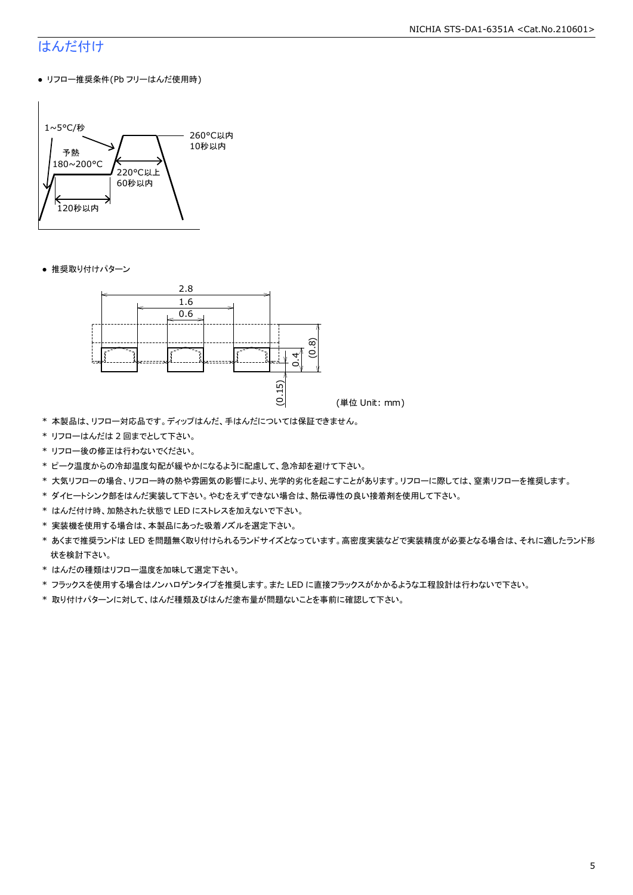# はんだ付け

- リフロー推奨条件(Pb フリーはんだ使用時)

1~5°C/秒

予熱
180~200°C

120秒以内

220°C以上
60秒以内

260°C以内
10秒以内

- 推奨取り付けパターン

2.8
1.6
0.6
0.4
(0.8)
(0.15)

(単位 Unit: mm)

\* 本製品は、リフロー対応品です。ディップはんだ、手はんだについては保証できません。
\* リフローはんだは 2 回までとして下さい。
\* リフロー後の修正は行わないでください。
\* ピーク温度からの冷却温度勾配が緩やかになるように配慮して、急冷却を避けて下さい。
\* 大気リフローの場合、リフロー時の熱や雰囲気の影響により、光学的劣化を起こすことがあります。リフローに際しては、窒素リフローを推奨します。
\* ダイヒートシンク部をはんだ実装して下さい。やむをえずできない場合は、熱伝導性の良い接着剤を使用して下さい。
\* はんだ付け時、加熱された状態で LED にストレスを加えないで下さい。
\* 実装機を使用する場合は、本製品にあった吸着ノズルを選定下さい。
\* あくまで推奨ランドは LED を問題無く取り付けられるランドサイズとなっています。高密度実装などで実装精度が必要となる場合は、それに適したランド形状を検討下さい。
\* はんだの種類はリフロー温度を加味して選定下さい。
\* フラックスを使用する場合はノンハロゲンタイプを推奨します。また LED に直接フラックスがかかるような工程設計は行わないで下さい。
\* 取り付けパターンに対して、はんだ種類及びはんだ塗布量が問題ないことを事前に確認して下さい。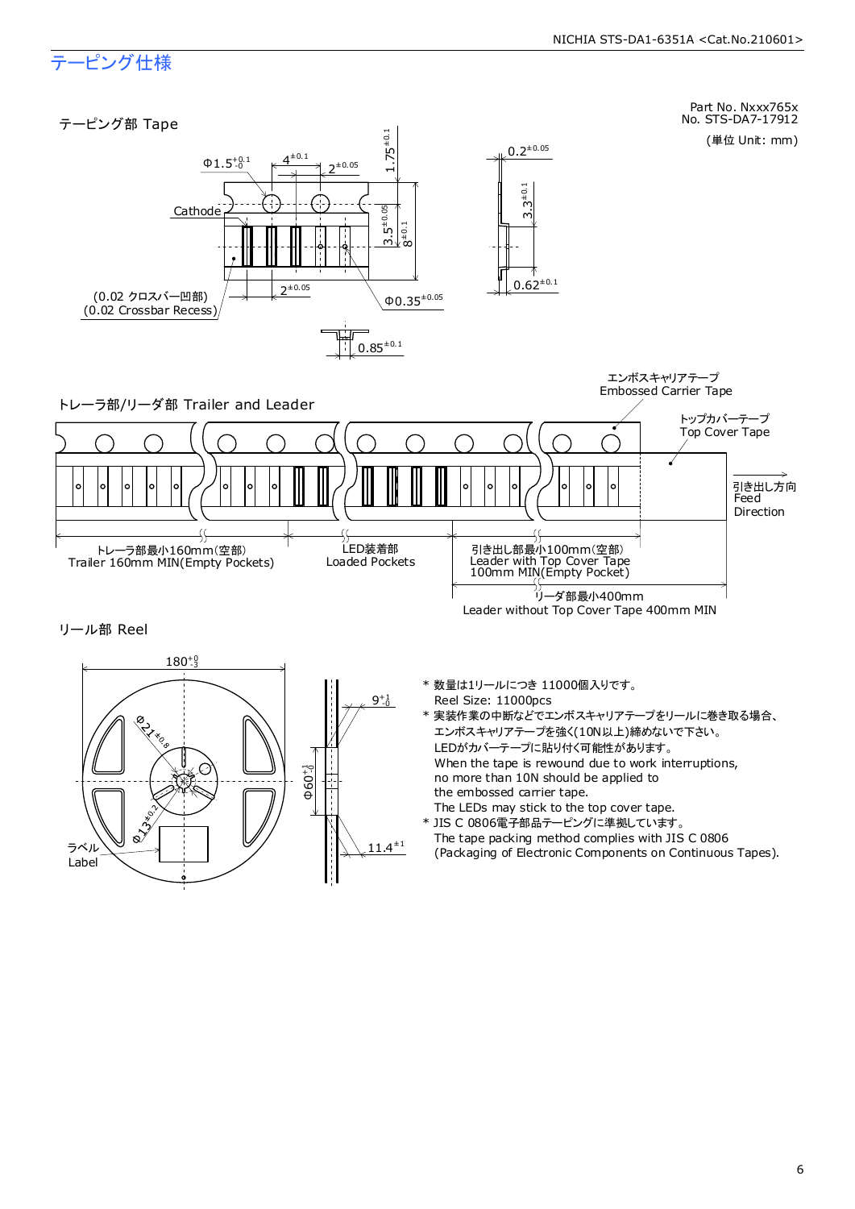# テーピング仕様

Part No. Nxxx765x
No. STS-DA7-17912

## テーピング部 Tape

(単位 Unit: mm)

Φ1.5 $^{+0.1}_{-0}$
$4^{\pm0.1}$
$2^{\pm0.05}$
$1.75^{\pm0.1}$
$0.2^{\pm0.05}$
Cathode
$3.5^{\pm0.05}$
$8^{\pm0.1}$
$3.3^{\pm0.1}$
(0.02 クロスバー凹部)
(0.02 Crossbar Recess)
$2^{\pm0.05}$
Φ$0.35^{\pm0.05}$
$0.62^{\pm0.1}$
$0.85^{\pm0.1}$

## トレーラ部/リーダ部 Trailer and Leader

エンボスキャリアテープ
Embossed Carrier Tape

トップカバーテープ
Top Cover Tape

引き出し方向
Feed
Direction

トレーラ部最小160mm(空部)
Trailer 160mm MIN(Empty Pockets)

LED装着部
Loaded Pockets

引き出し部最小100mm(空部)
Leader with Top Cover Tape
100mm MIN(Empty Pocket)

リーダ部最小400mm
Leader without Top Cover Tape 400mm MIN

## リール部 Reel

180 $^{+0}_{-3}$
Φ$21^{\pm0.8}$
Φ$13^{\pm0.2}$
ラベル
Label
Φ60 $^{+1}_{-0}$
9 $^{+1}_{-0}$
$11.4^{\pm1}$

* 数量は1リールにつき 11000個入りです。
  Reel Size: 11000pcs
* 実装作業の中断などでエンボスキャリアテープをリールに巻き取る場合、エンボスキャリアテープを強く(10N以上)締めないで下さい。LEDがカバーテープに貼り付く可能性があります。
  When the tape is rewound due to work interruptions, no more than 10N should be applied to the embossed carrier tape.
  The LEDs may stick to the top cover tape.
* JIS C 0806電子部品テーピングに準拠しています。
  The tape packing method complies with JIS C 0806 (Packaging of Electronic Components on Continuous Tapes).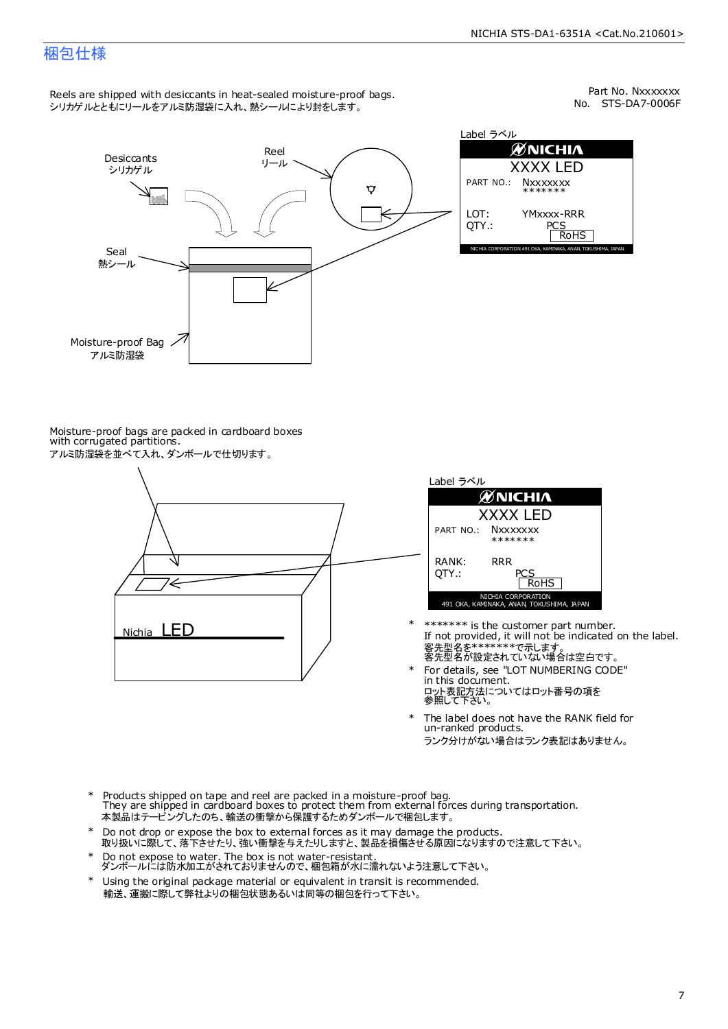## 梱包仕様

Part No. Nxxxxxxx
No. STS-DA7-0006F

Reels are shipped with desiccants in heat-sealed moisture-proof bags.
シリカゲルとともにリールをアルミ防湿袋に入れ、熱シールにより封をします。

Desiccants
シリカゲル

Reel
リール

Seal
熱シール

Moisture-proof Bag
アルミ防湿袋

Label ラベル

NICHIA
XXXX LED
PART NO.: Nxxxxxxx
*******
LOT: YMxxxx-RRR
QTY.: PCS
RoHS
NICHIA CORPORATION 491 OKA, KAMINAKA, ANAN, TOKUSHIMA, JAPAN

Moisture-proof bags are packed in cardboard boxes with corrugated partitions.
アルミ防湿袋を並べて入れ、ダンボールで仕切ります。

Nichia LED

Label ラベル

NICHIA
XXXX LED
PART NO.: Nxxxxxxx
*******
RANK: RRR
QTY.: PCS
RoHS
NICHIA CORPORATION
491 OKA, KAMINAKA, ANAN, TOKUSHIMA, JAPAN

\* ******* is the customer part number.
If not provided, it will not be indicated on the label.
客先型名を*******で示します。
客先型名が設定されていない場合は空白です。

\* For details, see "LOT NUMBERING CODE" in this document.
ロット表記方法についてはロット番号の項を参照して下さい。

\* The label does not have the RANK field for un-ranked products.
ランク分けがない場合はランク表記はありません。

\* Products shipped on tape and reel are packed in a moisture-proof bag.
They are shipped in cardboard boxes to protect them from external forces during transportation.
本製品はテーピングしたのち、輸送の衝撃から保護するためダンボールで梱包します。

\* Do not drop or expose the box to external forces as it may damage the products.
取り扱いに際して、落下させたり、強い衝撃を与えたりしますと、製品を損傷させる原因になりますので注意して下さい。

\* Do not expose to water. The box is not water-resistant.
ダンボールには防水加工がされておりませんので、梱包箱が水に濡れないよう注意して下さい。

\* Using the original package material or equivalent in transit is recommended.
輸送、運搬に際して弊社よりの梱包状態あるいは同等の梱包を行って下さい。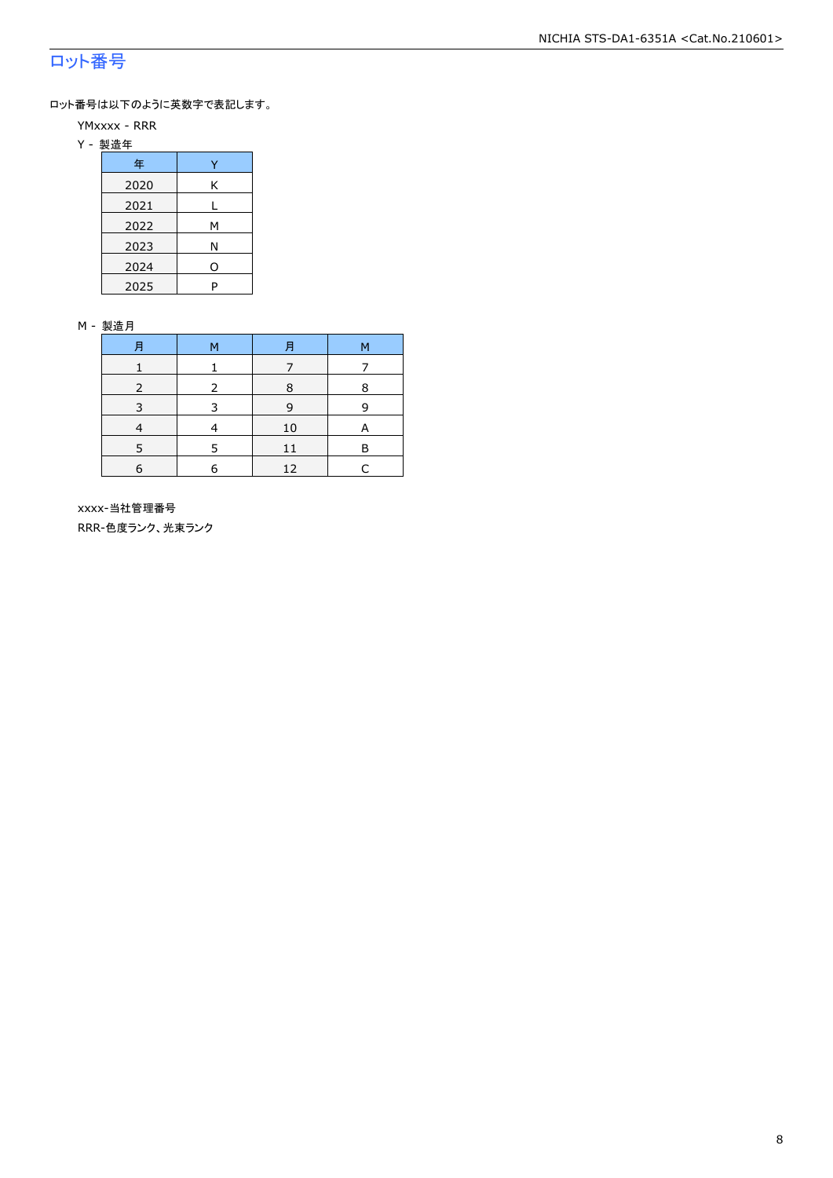# ロット番号

ロット番号は以下のように英数字で表記します。

YMxxxx - RRR

Y - 製造年

| 年 | Y |
|---|---|
| 2020 | K |
| 2021 | L |
| 2022 | M |
| 2023 | N |
| 2024 | O |
| 2025 | P |

M - 製造月

| 月 | M | 月 | M |
|---|---|---|---|
| 1 | 1 | 7 | 7 |
| 2 | 2 | 8 | 8 |
| 3 | 3 | 9 | 9 |
| 4 | 4 | 10 | A |
| 5 | 5 | 11 | B |
| 6 | 6 | 12 | C |

xxxx-当社管理番号

RRR-色度ランク、光束ランク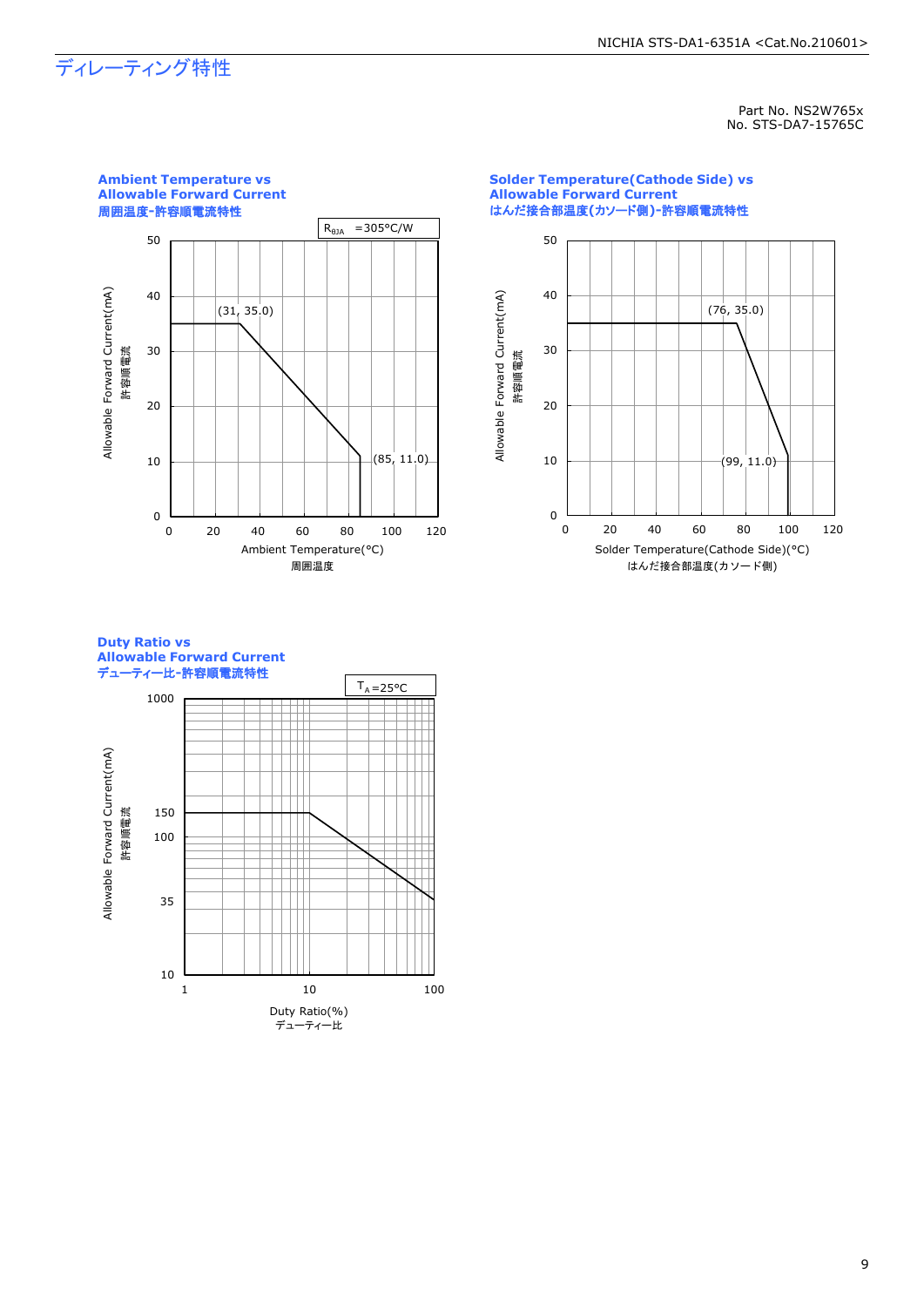# ディレーティング特性

Part No. NS2W765x
No. STS-DA7-15765C

## Ambient Temperature vs Allowable Forward Current
## 周囲温度-許容順電流特性

$R_{\theta JA}$ =305°C/W

(31, 35.0)
(85, 11.0)

Allowable Forward Current(mA)
許容順電流

Ambient Temperature(°C)
周囲温度

## Solder Temperature(Cathode Side) vs Allowable Forward Current
## はんだ接合部温度(カソード側)-許容順電流特性

(76, 35.0)
(99, 11.0)

Allowable Forward Current(mA)
許容順電流

Solder Temperature(Cathode Side)(°C)
はんだ接合部温度(カソード側)

## Duty Ratio vs Allowable Forward Current
## デューティー比-許容順電流特性

$T_A$=25°C

Allowable Forward Current(mA)
許容順電流

Duty Ratio(%)
デューティー比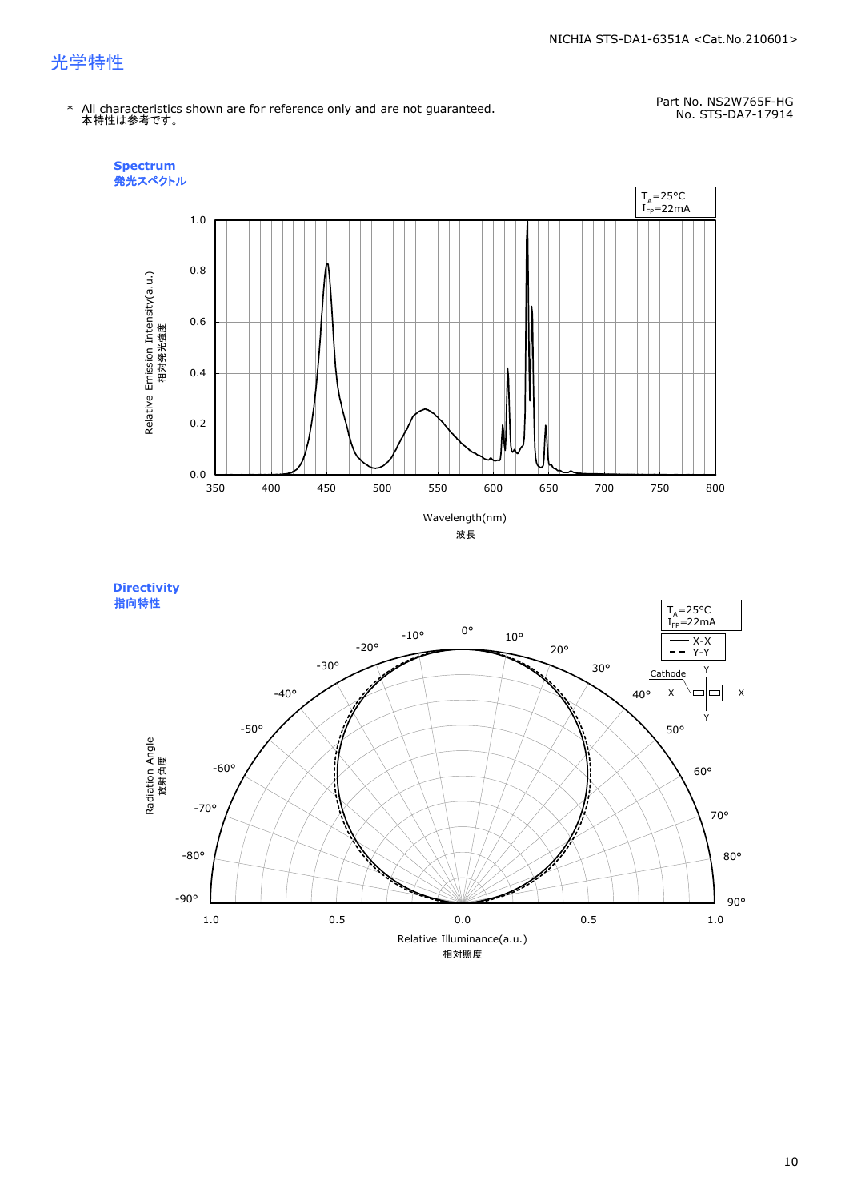# 光学特性

\* All characteristics shown are for reference only and are not guaranteed.
本特性は参考です。

Part No. NS2W765F-HG
No. STS-DA7-17914

**Spectrum**
**発光スペクトル**

$T_A$=25°C
$I_{FP}$=22mA

Relative Emission Intensity(a.u.)
相対発光強度

Wavelength(nm)
波長

**Directivity**
**指向特性**

$T_A$=25°C
$I_{FP}$=22mA

X-X
Y-Y

Cathode

Radiation Angle
放射角度

Relative Illuminance(a.u.)
相対照度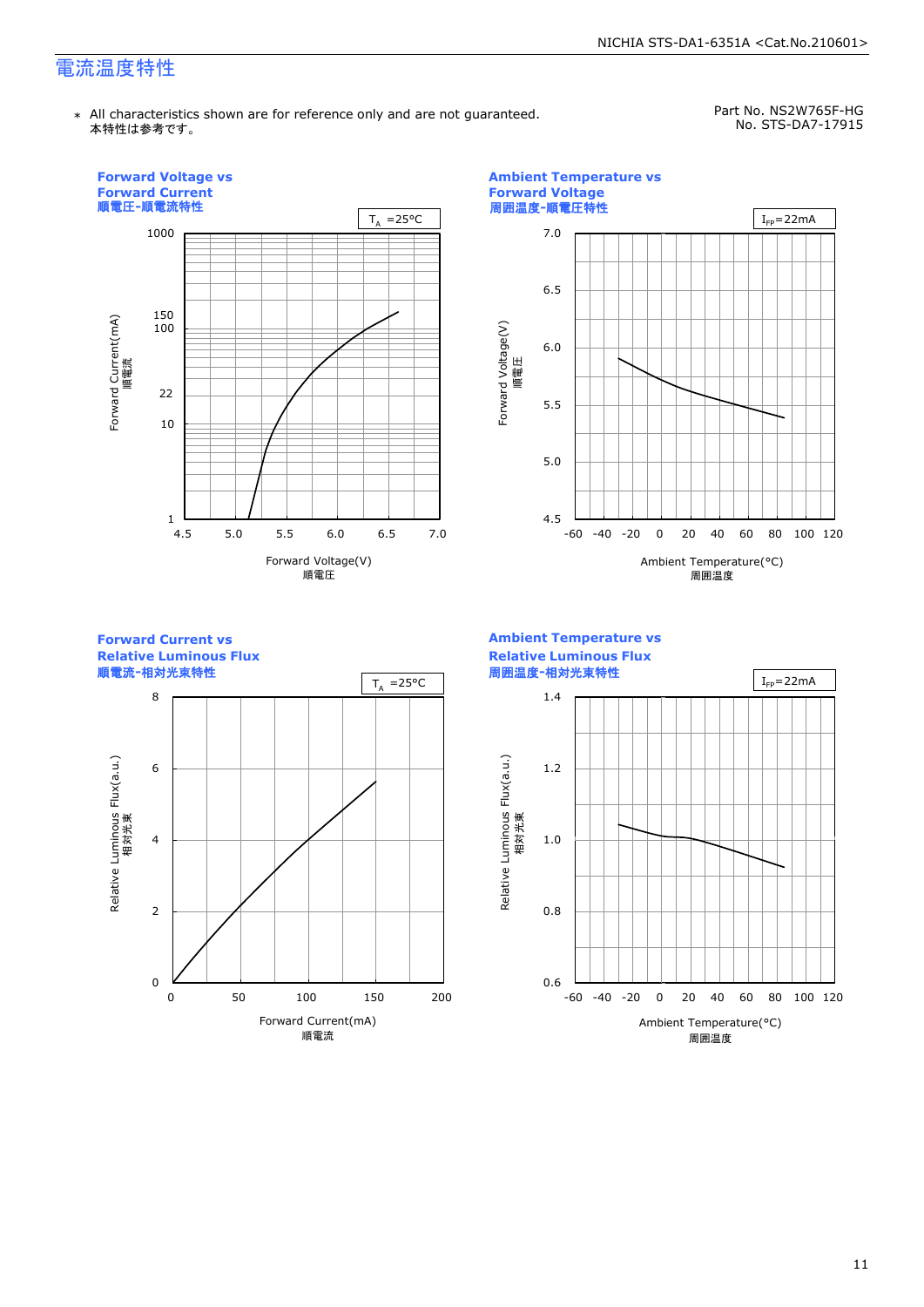# 電流温度特性

＊ All characteristics shown are for reference only and are not guaranteed.
本特性は参考です。

Part No. NS2W765F-HG
No. STS-DA7-17915

**Forward Voltage vs Forward Current**
**順電圧-順電流特性**

$T_A$ =25°C

Forward Current(mA) 順電流: 1, 10, 22, 100, 150, 1000

Forward Voltage(V) 順電圧: 4.5, 5.0, 5.5, 6.0, 6.5, 7.0

**Ambient Temperature vs Forward Voltage**
**周囲温度-順電圧特性**

$I_{FP}$=22mA

Forward Voltage(V) 順電圧: 4.5, 5.0, 5.5, 6.0, 6.5, 7.0

Ambient Temperature(°C) 周囲温度: -60, -40, -20, 0, 20, 40, 60, 80, 100, 120

**Forward Current vs Relative Luminous Flux**
**順電流-相対光束特性**

$T_A$ =25°C

Relative Luminous Flux(a.u.) 相対光束: 0, 2, 4, 6, 8

Forward Current(mA) 順電流: 0, 50, 100, 150, 200

**Ambient Temperature vs Relative Luminous Flux**
**周囲温度-相対光束特性**

$I_{FP}$=22mA

Relative Luminous Flux(a.u.) 相対光束: 0.6, 0.8, 1.0, 1.2, 1.4

Ambient Temperature(°C) 周囲温度: -60, -40, -20, 0, 20, 40, 60, 80, 100, 120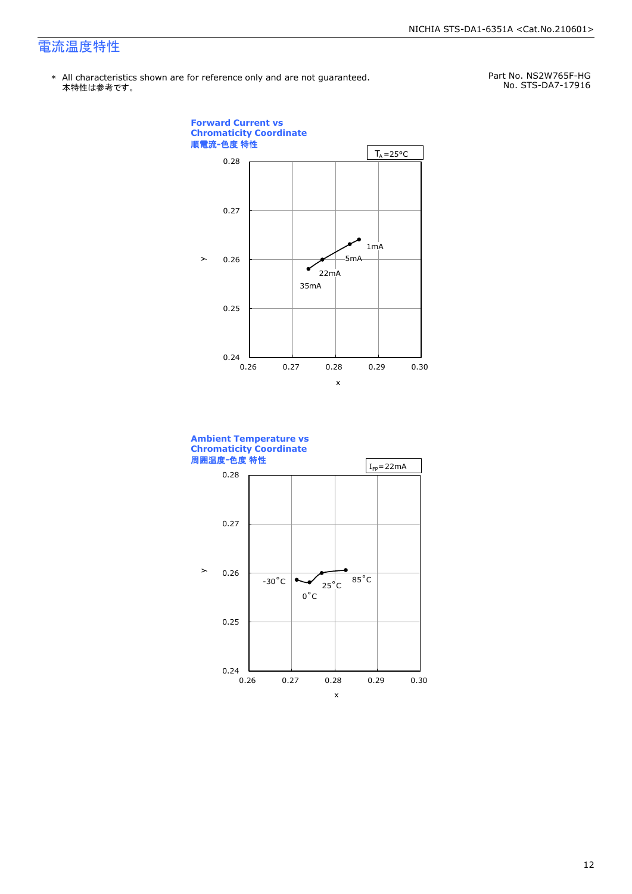# 電流温度特性

＊ All characteristics shown are for reference only and are not guaranteed.
本特性は参考です。

Part No. NS2W765F-HG
No. STS-DA7-17916

**Forward Current vs Chromaticity Coordinate**
**順電流-色度 特性**

$T_A$=25°C

y: 0.24, 0.25, 0.26, 0.27, 0.28
x: 0.26, 0.27, 0.28, 0.29, 0.30

1mA, 5mA, 22mA, 35mA

**Ambient Temperature vs Chromaticity Coordinate**
**周囲温度-色度 特性**

$I_{FP}$=22mA

y: 0.24, 0.25, 0.26, 0.27, 0.28
x: 0.26, 0.27, 0.28, 0.29, 0.30

-30°C, 0°C, 25°C, 85°C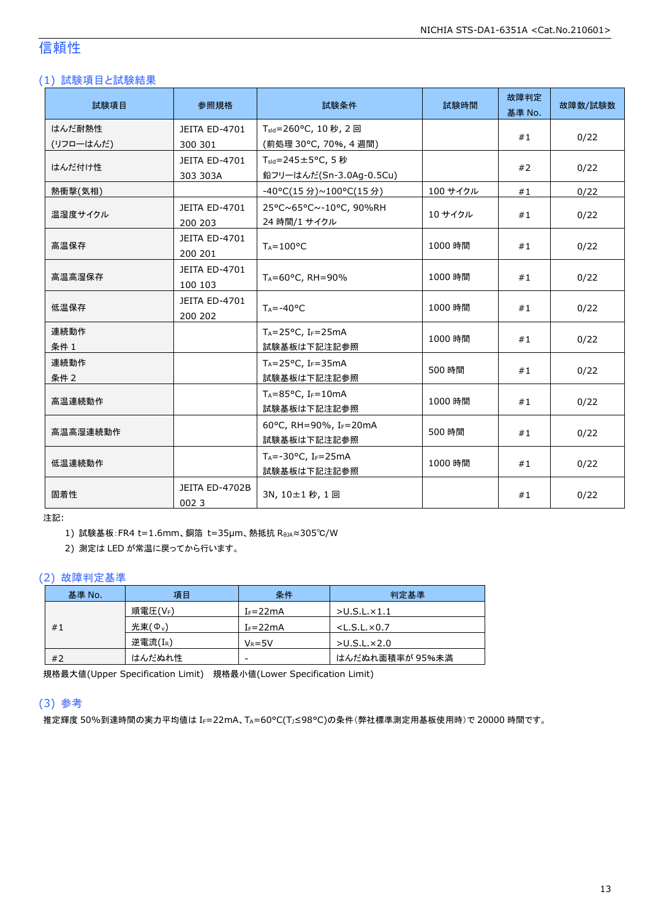# 信頼性

## (1) 試験項目と試験結果

| 試験項目 | 参照規格 | 試験条件 | 試験時間 | 故障判定基準 No. | 故障数/試験数 |
|---|---|---|---|---|---|
| はんだ耐熱性(リフローはんだ) | JEITA ED-4701 300 301 | $T_{sld}$=260°C, 10 秒, 2 回 (前処理 30°C, 70%, 4 週間) | | #1 | 0/22 |
| はんだ付け性 | JEITA ED-4701 303 303A | $T_{sld}$=245±5°C, 5 秒 鉛フリーはんだ(Sn-3.0Ag-0.5Cu) | | #2 | 0/22 |
| 熱衝撃(気相) | | -40°C(15 分)~100°C(15 分) | 100 サイクル | #1 | 0/22 |
| 温湿度サイクル | JEITA ED-4701 200 203 | 25°C~65°C~-10°C, 90%RH 24 時間/1 サイクル | 10 サイクル | #1 | 0/22 |
| 高温保存 | JEITA ED-4701 200 201 | $T_A$=100°C | 1000 時間 | #1 | 0/22 |
| 高温高湿保存 | JEITA ED-4701 100 103 | $T_A$=60°C, RH=90% | 1000 時間 | #1 | 0/22 |
| 低温保存 | JEITA ED-4701 200 202 | $T_A$=-40°C | 1000 時間 | #1 | 0/22 |
| 連続動作 条件 1 | | $T_A$=25°C, $I_F$=25mA 試験基板は下記注記参照 | 1000 時間 | #1 | 0/22 |
| 連続動作 条件 2 | | $T_A$=25°C, $I_F$=35mA 試験基板は下記注記参照 | 500 時間 | #1 | 0/22 |
| 高温連続動作 | | $T_A$=85°C, $I_F$=10mA 試験基板は下記注記参照 | 1000 時間 | #1 | 0/22 |
| 高温高湿連続動作 | | 60°C, RH=90%, $I_F$=20mA 試験基板は下記注記参照 | 500 時間 | #1 | 0/22 |
| 低温連続動作 | | $T_A$=-30°C, $I_F$=25mA 試験基板は下記注記参照 | 1000 時間 | #1 | 0/22 |
| 固着性 | JEITA ED-4702B 002 3 | 3N, 10±1 秒, 1 回 | | #1 | 0/22 |

注記:

1) 試験基板:FR4 t=1.6mm、銅箔 t=35μm、熱抵抗 $R_{\theta JA}$≈305℃/W
2) 測定は LED が常温に戻ってから行います。

## (2) 故障判定基準

| 基準 No. | 項目 | 条件 | 判定基準 |
|---|---|---|---|
| #1 | 順電圧($V_F$) | $I_F$=22mA | >U.S.L.×1.1 |
| | 光束($\Phi_v$) | $I_F$=22mA | <L.S.L.×0.7 |
| | 逆電流($I_R$) | $V_R$=5V | >U.S.L.×2.0 |
| #2 | はんだぬれ性 | - | はんだぬれ面積率が 95%未満 |

規格最大値(Upper Specification Limit)　規格最小値(Lower Specification Limit)

## (3) 参考

推定輝度 50%到達時間の実力平均値は $I_F$=22mA、$T_A$=60°C($T_J$≤98°C)の条件(弊社標準測定用基板使用時)で 20000 時間です。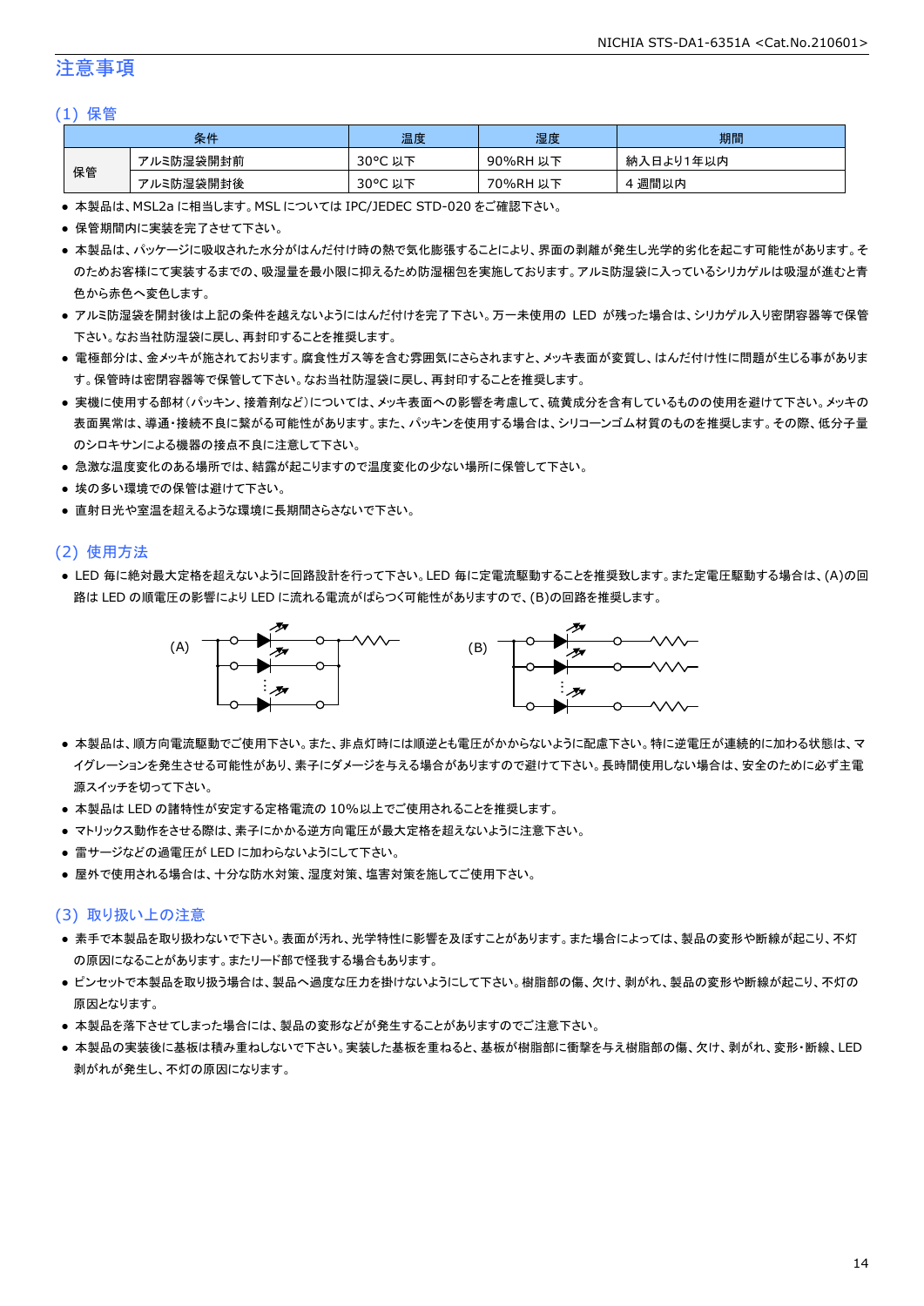## 注意事項

### (1) 保管

| 条件 | | 温度 | 湿度 | 期間 |
|---|---|---|---|---|
| 保管 | アルミ防湿袋開封前 | 30°C 以下 | 90%RH 以下 | 納入日より1年以内 |
| | アルミ防湿袋開封後 | 30°C 以下 | 70%RH 以下 | 4 週間以内 |

- 本製品は、MSL2a に相当します。MSL については IPC/JEDEC STD-020 をご確認下さい。
- 保管期間内に実装を完了させて下さい。
- 本製品は、パッケージに吸収された水分がはんだ付け時の熱で気化膨張することにより、界面の剥離が発生し光学的劣化を起こす可能性があります。そのためお客様にて実装するまでの、吸湿量を最小限に抑えるため防湿梱包を実施しております。アルミ防湿袋に入っているシリカゲルは吸湿が進むと青色から赤色へ変色します。
- アルミ防湿袋を開封後は上記の条件を越えないようにはんだ付けを完了下さい。万一未使用の LED が残った場合は、シリカゲル入り密閉容器等で保管下さい。なお当社防湿袋に戻し、再封印することを推奨します。
- 電極部分は、金メッキが施されております。腐食性ガス等を含む雰囲気にさらされますと、メッキ表面が変質し、はんだ付け性に問題が生じる事があります。保管時は密閉容器等で保管して下さい。なお当社防湿袋に戻し、再封印することを推奨します。
- 実機に使用する部材（パッキン、接着剤など）については、メッキ表面への影響を考慮して、硫黄成分を含有しているものの使用を避けて下さい。メッキの表面異常は、導通・接続不良に繋がる可能性があります。また、パッキンを使用する場合は、シリコーンゴム材質のものを推奨します。その際、低分子量のシロキサンによる機器の接点不良に注意して下さい。
- 急激な温度変化のある場所では、結露が起こりますので温度変化の少ない場所に保管して下さい。
- 埃の多い環境での保管は避けて下さい。
- 直射日光や室温を超えるような環境に長期間さらさないで下さい。

### (2) 使用方法

- LED 毎に絶対最大定格を超えないように回路設計を行って下さい。LED 毎に定電流駆動することを推奨致します。また定電圧駆動する場合は、(A)の回路は LED の順電圧の影響により LED に流れる電流がばらつく可能性がありますので、(B)の回路を推奨します。

(A)　(B)

- 本製品は、順方向電流駆動でご使用下さい。また、非点灯時には順逆とも電圧がかからないように配慮下さい。特に逆電圧が連続的に加わる状態は、マイグレーションを発生させる可能性があり、素子にダメージを与える場合がありますので避けて下さい。長時間使用しない場合は、安全のために必ず主電源スイッチを切って下さい。
- 本製品は LED の諸特性が安定する定格電流の 10%以上でご使用されることを推奨します。
- マトリックス動作をさせる際は、素子にかかる逆方向電圧が最大定格を超えないように注意下さい。
- 雷サージなどの過電圧が LED に加わらないようにして下さい。
- 屋外で使用される場合は、十分な防水対策、湿度対策、塩害対策を施してご使用下さい。

### (3) 取り扱い上の注意

- 素手で本製品を取り扱わないで下さい。表面が汚れ、光学特性に影響を及ぼすことがあります。また場合によっては、製品の変形や断線が起こり、不灯の原因になることがあります。またリード部で怪我する場合もあります。
- ピンセットで本製品を取り扱う場合は、製品へ過度な圧力を掛けないようにして下さい。樹脂部の傷、欠け、剥がれ、製品の変形や断線が起こり、不灯の原因となります。
- 本製品を落下させてしまった場合には、製品の変形などが発生することがありますのでご注意下さい。
- 本製品の実装後に基板は積み重ねしないで下さい。実装した基板を重ねると、基板が樹脂部に衝撃を与え樹脂部の傷、欠け、剥がれ、変形・断線、LED 剥がれが発生し、不灯の原因になります。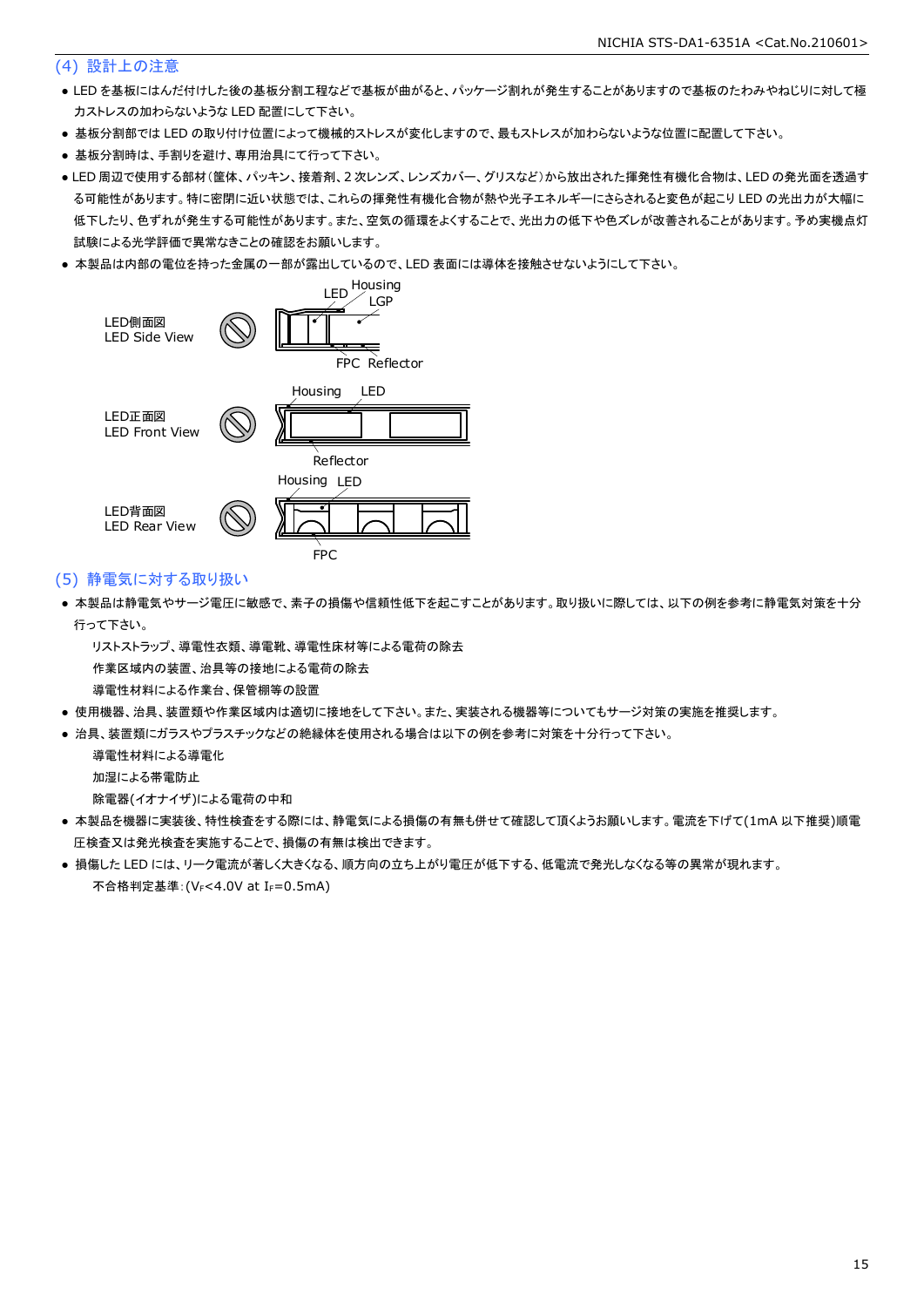## (4) 設計上の注意

- LED を基板にはんだ付けした後の基板分割工程などで基板が曲がると、パッケージ割れが発生することがありますので基板のたわみやねじりに対して極力ストレスの加わらないような LED 配置にして下さい。
- 基板分割部では LED の取り付け位置によって機械的ストレスが変化しますので、最もストレスが加わらないような位置に配置して下さい。
- 基板分割時は、手割りを避け、専用治具にて行って下さい。
- LED 周辺で使用する部材（筐体、パッキン、接着剤、2 次レンズ、レンズカバー、グリスなど）から放出された揮発性有機化合物は、LED の発光面を透過する可能性があります。特に密閉に近い状態では、これらの揮発性有機化合物が熱や光子エネルギーにさらされると変色が起こり LED の光出力が大幅に低下したり、色ずれが発生する可能性があります。また、空気の循環をよくすることで、光出力の低下や色ズレが改善されることがあります。予め実機点灯試験による光学評価で異常なきことの確認をお願いします。
- 本製品は内部の電位を持った金属の一部が露出しているので、LED 表面には導体を接触させないようにして下さい。

LED側面図
LED Side View

LED Housing LGP FPC Reflector

LED正面図
LED Front View

Housing LED Reflector

LED背面図
LED Rear View

Housing LED FPC

## (5) 静電気に対する取り扱い

- 本製品は静電気やサージ電圧に敏感で、素子の損傷や信頼性低下を起こすことがあります。取り扱いに際しては、以下の例を参考に静電気対策を十分行って下さい。
  - リストストラップ、導電性衣類、導電靴、導電性床材等による電荷の除去
  - 作業区域内の装置、治具等の接地による電荷の除去
  - 導電性材料による作業台、保管棚等の設置
- 使用機器、治具、装置類や作業区域内は適切に接地をして下さい。また、実装される機器等についてもサージ対策の実施を推奨します。
- 治具、装置類にガラスやプラスチックなどの絶縁体を使用される場合は以下の例を参考に対策を十分行って下さい。
  - 導電性材料による導電化
  - 加湿による帯電防止
  - 除電器(イオナイザ)による電荷の中和
- 本製品を機器に実装後、特性検査をする際には、静電気による損傷の有無も併せて確認して頂くようお願いします。電流を下げて(1mA 以下推奨)順電圧検査又は発光検査を実施することで、損傷の有無は検出できます。
- 損傷した LED には、リーク電流が著しく大きくなる、順方向の立ち上がり電圧が低下する、低電流で発光しなくなる等の異常が現れます。
  - 不合格判定基準：($V_F$<4.0V at $I_F$=0.5mA)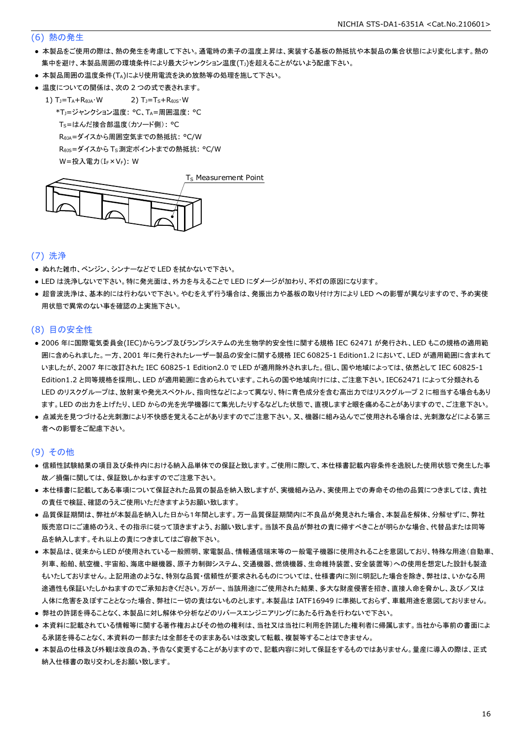## (6) 熱の発生

- 本製品をご使用の際は、熱の発生を考慮して下さい。通電時の素子の温度上昇は、実装する基板の熱抵抗や本製品の集合状態により変化します。熱の集中を避け、本製品周囲の環境条件により最大ジャンクション温度($T_J$)を超えることがないよう配慮下さい。
- 本製品周囲の温度条件($T_A$)により使用電流を決め放熱等の処理を施して下さい。
- 温度についての関係は、次の 2 つの式で表されます。

  1) $T_J=T_A+R_{\theta JA}\cdot W$　　2) $T_J=T_S+R_{\theta JS}\cdot W$

  *$T_J$=ジャンクション温度: °C、$T_A$=周囲温度: °C

  $T_S$=はんだ接合部温度(カソード側): °C

  $R_{\theta JA}$=ダイスから周囲空気までの熱抵抗: °C/W

  $R_{\theta JS}$=ダイスから $T_S$ 測定ポイントまでの熱抵抗: °C/W

  W=投入電力($I_F \times V_F$): W

$T_S$ Measurement Point

## (7) 洗浄

- ぬれた雑巾、ベンジン、シンナーなどで LED を拭かないで下さい。
- LED は洗浄しないで下さい。特に発光面は、外力を与えることで LED にダメージが加わり、不灯の原因になります。
- 超音波洗浄は、基本的には行わないで下さい。やむをえず行う場合は、発振出力や基板の取り付け方により LED への影響が異なりますので、予め実使用状態で異常のない事を確認の上実施下さい。

## (8) 目の安全性

- 2006 年に国際電気委員会(IEC)からランプ及びランプシステムの光生物学的安全性に関する規格 IEC 62471 が発行され、LED もこの規格の適用範囲に含められました。一方、2001 年に発行されたレーザー製品の安全に関する規格 IEC 60825-1 Edition1.2 において、LED が適用範囲に含まれていましたが、2007 年に改訂された IEC 60825-1 Edition2.0 で LED が適用除外されました。但し、国や地域によっては、依然として IEC 60825-1 Edition1.2 と同等規格を採用し、LED が適用範囲に含められています。これらの国や地域向けには、ご注意下さい。IEC62471 によって分類される LED のリスクグループは、放射束や発光スペクトル、指向性などによって異なり、特に青色成分を含む高出力ではリスクグループ 2 に相当する場合もあります。LED の出力を上げたり、LED からの光を光学機器にて集光したりするなどした状態で、直視しますと眼を痛めることがありますので、ご注意下さい。
- 点滅光を見つづけると光刺激により不快感を覚えることがありますのでご注意下さい。又、機器に組み込んでご使用される場合は、光刺激などによる第三者への影響をご配慮下さい。

## (9) その他

- 信頼性試験結果の項目及び条件内における納入品単体での保証と致します。ご使用に際して、本仕様書記載内容条件を逸脱した使用状態で発生した事故／損傷に関しては、保証致しかねますのでご注意下さい。
- 本仕様書に記載してある事項について保証された品質の製品を納入致しますが、実機組み込み、実使用上での寿命その他の品質につきましては、貴社の責任で検証、確認のうえご使用いただきますようお願い致します。
- 品質保証期間は、弊社が本製品を納入した日から1年間とします。万一品質保証期間内に不良品が発見された場合、本製品を解体、分解せずに、弊社販売窓口にご連絡のうえ、その指示に従って頂きますよう、お願い致します。当該不良品が弊社の責に帰すべきことが明らかな場合、代替品または同等品を納入します。それ以上の責につきましてはご容赦下さい。
- 本製品は、従来から LED が使用されている一般照明、家電製品、情報通信端末等の一般電子機器に使用されることを意図しており、特殊な用途(自動車、列車、船舶、航空機、宇宙船、海底中継機器、原子力制御システム、交通機器、燃焼機器、生命維持装置、安全装置等)への使用を想定した設計も製造もいたしておりません。上記用途のような、特別な品質・信頼性が要求されるものについては、仕様書内に別に明記した場合を除き、弊社は、いかなる用途適性も保証いたしかねますのでご承知おきください。万が一、当該用途にご使用された結果、多大な財産侵害を招き、直接人命を脅かし、及び／又は人体に危害を及ぼすこととなった場合、弊社に一切の責はないものとします。本製品は IATF16949 に準拠しておらず、車載用途を意図しておりません。
- 弊社の許諾を得ることなく、本製品に対し解体や分析などのリバースエンジニアリングにあたる行為を行わないで下さい。
- 本資料に記載されている情報等に関する著作権およびその他の権利は、当社又は当社に利用を許諾した権利者に帰属します。当社から事前の書面による承諾を得ることなく、本資料の一部または全部をそのままあるいは改変して転載、複製等することはできません。
- 本製品の仕様及び外観は改良の為、予告なく変更することがありますので、記載内容に対して保証をするものではありません。量産に導入の際は、正式納入仕様書の取り交わしをお願い致します。